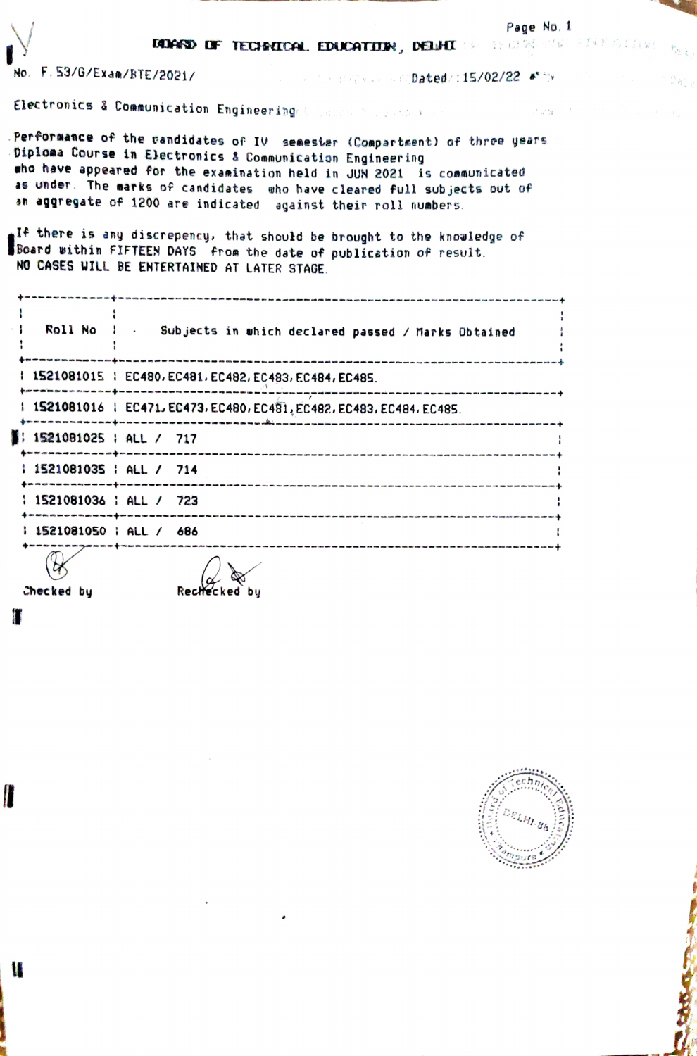# BOARD OF TECHNICAL EDUCATION, DELHI

No. F.53/G/Exam/BTE/2021/ Dated :15/02/22

Electronics & Communication Engineering

Performance of the candidates of IV semester (Compartment) of three years Diploma Course in Electronics & Communication Engineering who have appeared for the examination held in JUN 2021 is communicated as under. The marks of candidates who have cleared full subjects out of an aggregate of 1200 are indicated against their roll numbers.

If there is any discrepency, that should be brought to the knowledge of Board within FIFTEEN DAYS from the date of publication of result. NO CASES WILL BE ENTERTAINED AT LATER STAGE.

| Roll No | Subjects in which declared passed / Marks Obtained |
|---|---|
| 1521081015 | EC480, EC481, EC482, EC483, EC484, EC485. |
| 1521081016 | EC471, EC473, EC480, EC481, EC482, EC483, EC484, EC485. |
| 1521081025 | ALL / 717 |
| 1521081035 | ALL / 714 |
| 1521081036 | ALL / 723 |
| 1521081050 | ALL / 686 |

Checked by Rechecked by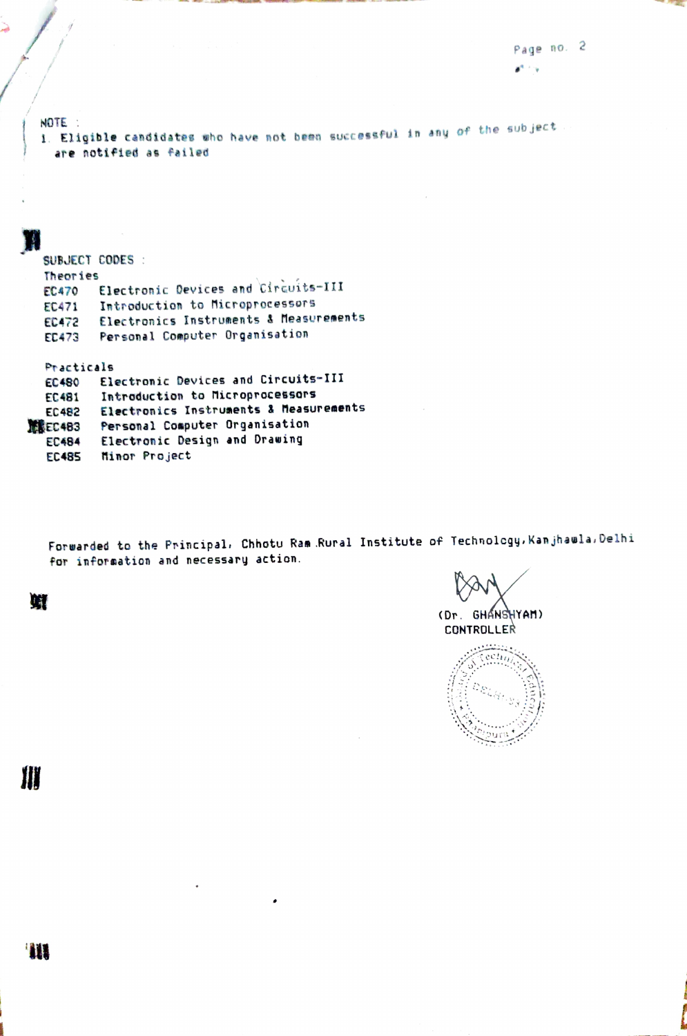NOTE :

1. Eligible candidates who have not been successful in any of the subject are notified as failed

SUBJECT CODES :

Theories

| | |
|---|---|
| EC470 | Electronic Devices and Circuits-III |
| EC471 | Introduction to Microprocessors |
| EC472 | Electronics Instruments & Measurements |
| EC473 | Personal Computer Organisation |

Practicals

| | |
|---|---|
| EC480 | Electronic Devices and Circuits-III |
| EC481 | Introduction to Microprocessors |
| EC482 | Electronics Instruments & Measurements |
| EC483 | Personal Computer Organisation |
| EC484 | Electronic Design and Drawing |
| EC485 | Minor Project |

Forwarded to the Principal, Chhotu Ram Rural Institute of Technology, Kanjhawla, Delhi for information and necessary action.

(Dr. GHANSHYAM)
CONTROLLER